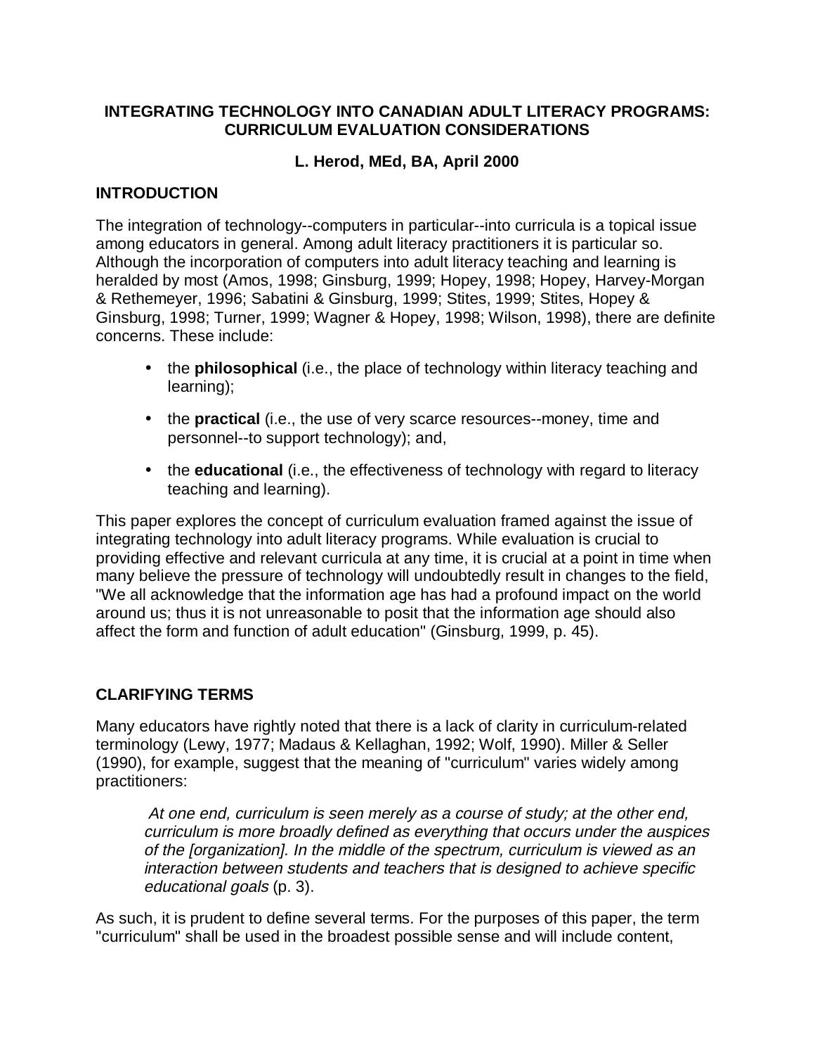# INTEGRATING TECHNOLOGY INTO CANADIAN ADULT LITERACY PROGRAMS: CURRICULUM EVALUATION CONSIDERATIONS

**L. Herod, MEd, BA, April 2000**

## INTRODUCTION

The integration of technology--computers in particular--into curricula is a topical issue among educators in general. Among adult literacy practitioners it is particular so. Although the incorporation of computers into adult literacy teaching and learning is heralded by most (Amos, 1998; Ginsburg, 1999; Hopey, 1998; Hopey, Harvey-Morgan & Rethemeyer, 1996; Sabatini & Ginsburg, 1999; Stites, 1999; Stites, Hopey & Ginsburg, 1998; Turner, 1999; Wagner & Hopey, 1998; Wilson, 1998), there are definite concerns. These include:

- the **philosophical** (i.e., the place of technology within literacy teaching and learning);
- the **practical** (i.e., the use of very scarce resources--money, time and personnel--to support technology); and,
- the **educational** (i.e., the effectiveness of technology with regard to literacy teaching and learning).

This paper explores the concept of curriculum evaluation framed against the issue of integrating technology into adult literacy programs. While evaluation is crucial to providing effective and relevant curricula at any time, it is crucial at a point in time when many believe the pressure of technology will undoubtedly result in changes to the field, "We all acknowledge that the information age has had a profound impact on the world around us; thus it is not unreasonable to posit that the information age should also affect the form and function of adult education" (Ginsburg, 1999, p. 45).

## CLARIFYING TERMS

Many educators have rightly noted that there is a lack of clarity in curriculum-related terminology (Lewy, 1977; Madaus & Kellaghan, 1992; Wolf, 1990). Miller & Seller (1990), for example, suggest that the meaning of "curriculum" varies widely among practitioners:

> *At one end, curriculum is seen merely as a course of study; at the other end, curriculum is more broadly defined as everything that occurs under the auspices of the [organization]. In the middle of the spectrum, curriculum is viewed as an interaction between students and teachers that is designed to achieve specific educational goals* (p. 3).

As such, it is prudent to define several terms. For the purposes of this paper, the term "curriculum" shall be used in the broadest possible sense and will include content,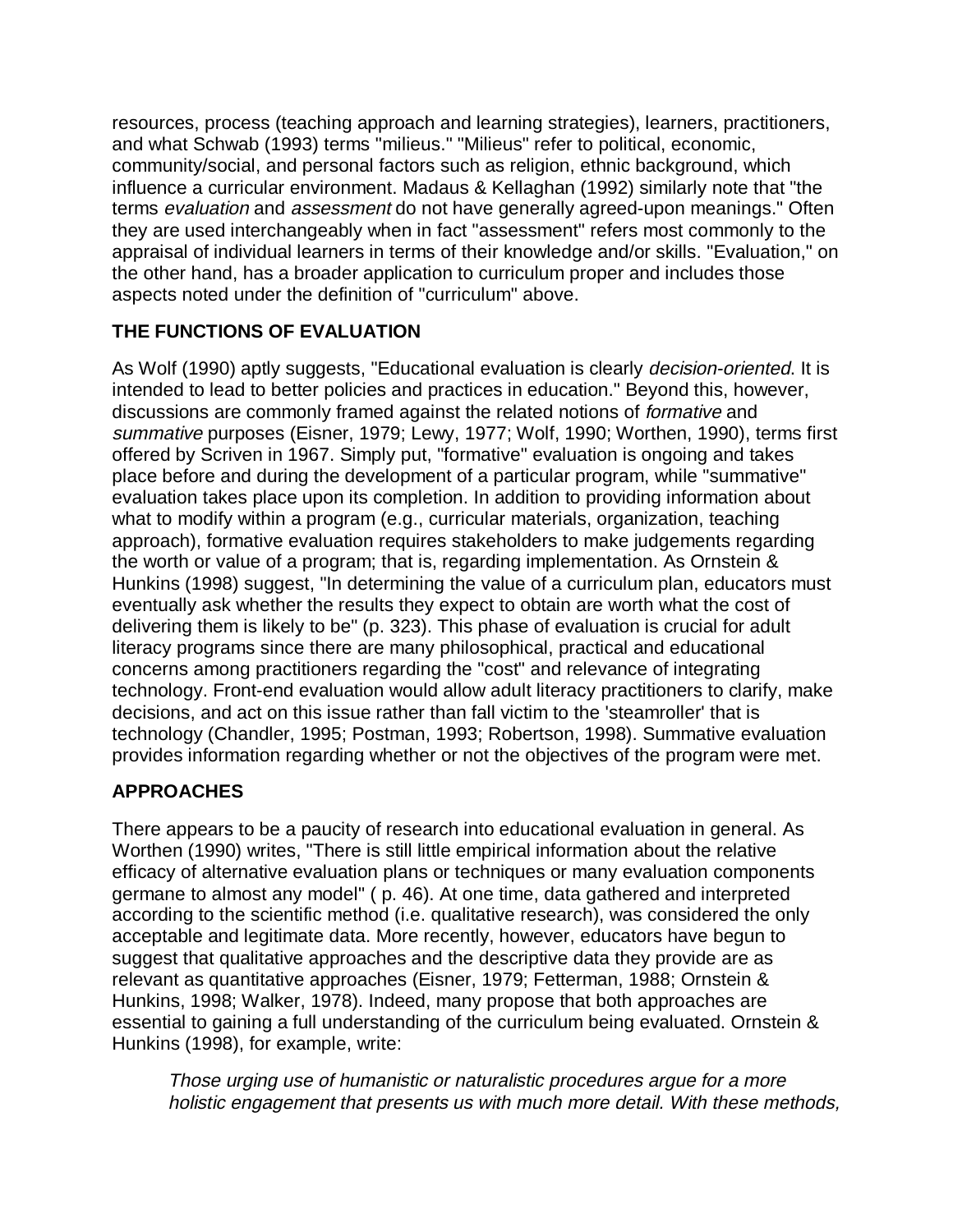resources, process (teaching approach and learning strategies), learners, practitioners, and what Schwab (1993) terms "milieus." "Milieus" refer to political, economic, community/social, and personal factors such as religion, ethnic background, which influence a curricular environment. Madaus & Kellaghan (1992) similarly note that "the terms *evaluation* and *assessment* do not have generally agreed-upon meanings." Often they are used interchangeably when in fact "assessment" refers most commonly to the appraisal of individual learners in terms of their knowledge and/or skills. "Evaluation," on the other hand, has a broader application to curriculum proper and includes those aspects noted under the definition of "curriculum" above.

## THE FUNCTIONS OF EVALUATION

As Wolf (1990) aptly suggests, "Educational evaluation is clearly *decision-oriented*. It is intended to lead to better policies and practices in education." Beyond this, however, discussions are commonly framed against the related notions of *formative* and *summative* purposes (Eisner, 1979; Lewy, 1977; Wolf, 1990; Worthen, 1990), terms first offered by Scriven in 1967. Simply put, "formative" evaluation is ongoing and takes place before and during the development of a particular program, while "summative" evaluation takes place upon its completion. In addition to providing information about what to modify within a program (e.g., curricular materials, organization, teaching approach), formative evaluation requires stakeholders to make judgements regarding the worth or value of a program; that is, regarding implementation. As Ornstein & Hunkins (1998) suggest, "In determining the value of a curriculum plan, educators must eventually ask whether the results they expect to obtain are worth what the cost of delivering them is likely to be" (p. 323). This phase of evaluation is crucial for adult literacy programs since there are many philosophical, practical and educational concerns among practitioners regarding the "cost" and relevance of integrating technology. Front-end evaluation would allow adult literacy practitioners to clarify, make decisions, and act on this issue rather than fall victim to the 'steamroller' that is technology (Chandler, 1995; Postman, 1993; Robertson, 1998). Summative evaluation provides information regarding whether or not the objectives of the program were met.

## APPROACHES

There appears to be a paucity of research into educational evaluation in general. As Worthen (1990) writes, "There is still little empirical information about the relative efficacy of alternative evaluation plans or techniques or many evaluation components germane to almost any model" ( p. 46). At one time, data gathered and interpreted according to the scientific method (i.e. qualitative research), was considered the only acceptable and legitimate data. More recently, however, educators have begun to suggest that qualitative approaches and the descriptive data they provide are as relevant as quantitative approaches (Eisner, 1979; Fetterman, 1988; Ornstein & Hunkins, 1998; Walker, 1978). Indeed, many propose that both approaches are essential to gaining a full understanding of the curriculum being evaluated. Ornstein & Hunkins (1998), for example, write:

> *Those urging use of humanistic or naturalistic procedures argue for a more holistic engagement that presents us with much more detail. With these methods,*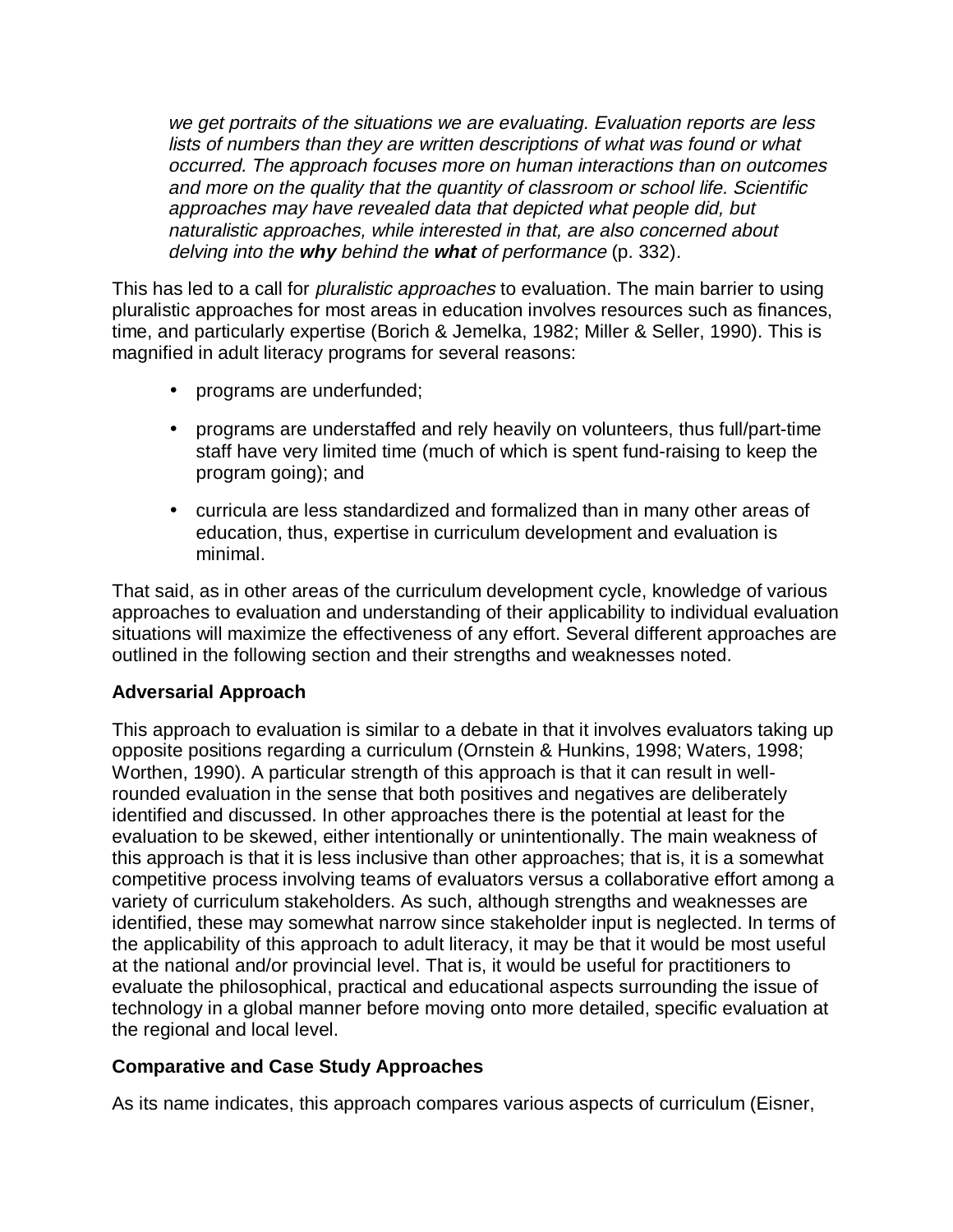*we get portraits of the situations we are evaluating. Evaluation reports are less lists of numbers than they are written descriptions of what was found or what occurred. The approach focuses more on human interactions than on outcomes and more on the quality that the quantity of classroom or school life. Scientific approaches may have revealed data that depicted what people did, but naturalistic approaches, while interested in that, are also concerned about delving into the* ***why*** *behind the* ***what*** *of performance* (p. 332).

This has led to a call for *pluralistic approaches* to evaluation. The main barrier to using pluralistic approaches for most areas in education involves resources such as finances, time, and particularly expertise (Borich & Jemelka, 1982; Miller & Seller, 1990). This is magnified in adult literacy programs for several reasons:

- programs are underfunded;
- programs are understaffed and rely heavily on volunteers, thus full/part-time staff have very limited time (much of which is spent fund-raising to keep the program going); and
- curricula are less standardized and formalized than in many other areas of education, thus, expertise in curriculum development and evaluation is minimal.

That said, as in other areas of the curriculum development cycle, knowledge of various approaches to evaluation and understanding of their applicability to individual evaluation situations will maximize the effectiveness of any effort. Several different approaches are outlined in the following section and their strengths and weaknesses noted.

**Adversarial Approach**

This approach to evaluation is similar to a debate in that it involves evaluators taking up opposite positions regarding a curriculum (Ornstein & Hunkins, 1998; Waters, 1998; Worthen, 1990). A particular strength of this approach is that it can result in well-rounded evaluation in the sense that both positives and negatives are deliberately identified and discussed. In other approaches there is the potential at least for the evaluation to be skewed, either intentionally or unintentionally. The main weakness of this approach is that it is less inclusive than other approaches; that is, it is a somewhat competitive process involving teams of evaluators versus a collaborative effort among a variety of curriculum stakeholders. As such, although strengths and weaknesses are identified, these may somewhat narrow since stakeholder input is neglected. In terms of the applicability of this approach to adult literacy, it may be that it would be most useful at the national and/or provincial level. That is, it would be useful for practitioners to evaluate the philosophical, practical and educational aspects surrounding the issue of technology in a global manner before moving onto more detailed, specific evaluation at the regional and local level.

**Comparative and Case Study Approaches**

As its name indicates, this approach compares various aspects of curriculum (Eisner,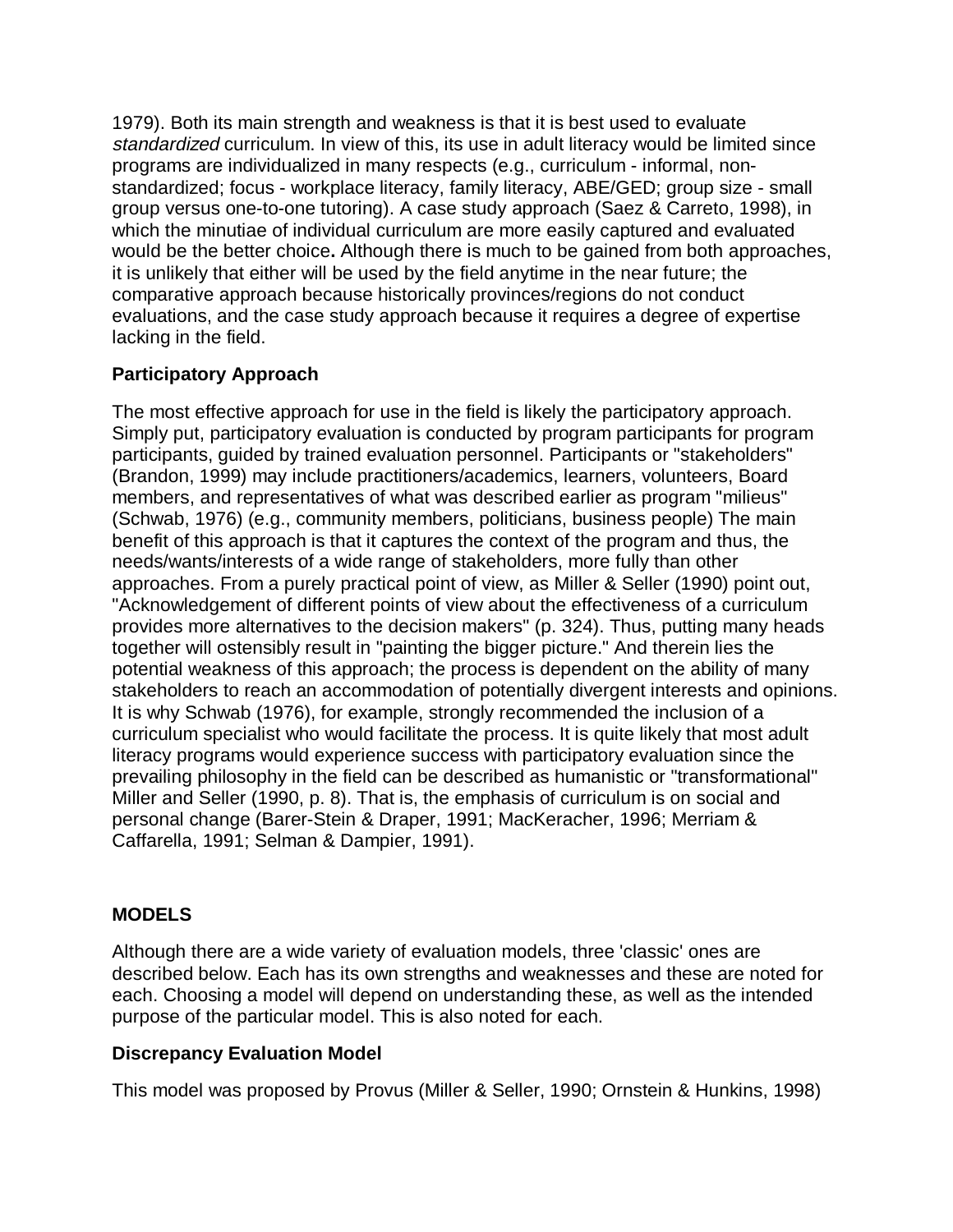1979). Both its main strength and weakness is that it is best used to evaluate *standardized* curriculum. In view of this, its use in adult literacy would be limited since programs are individualized in many respects (e.g., curriculum - informal, non-standardized; focus - workplace literacy, family literacy, ABE/GED; group size - small group versus one-to-one tutoring). A case study approach (Saez & Carreto, 1998), in which the minutiae of individual curriculum are more easily captured and evaluated would be the better choice**.** Although there is much to be gained from both approaches, it is unlikely that either will be used by the field anytime in the near future; the comparative approach because historically provinces/regions do not conduct evaluations, and the case study approach because it requires a degree of expertise lacking in the field.

### Participatory Approach

The most effective approach for use in the field is likely the participatory approach. Simply put, participatory evaluation is conducted by program participants for program participants, guided by trained evaluation personnel. Participants or "stakeholders" (Brandon, 1999) may include practitioners/academics, learners, volunteers, Board members, and representatives of what was described earlier as program "milieus" (Schwab, 1976) (e.g., community members, politicians, business people) The main benefit of this approach is that it captures the context of the program and thus, the needs/wants/interests of a wide range of stakeholders, more fully than other approaches. From a purely practical point of view, as Miller & Seller (1990) point out, "Acknowledgement of different points of view about the effectiveness of a curriculum provides more alternatives to the decision makers" (p. 324). Thus, putting many heads together will ostensibly result in "painting the bigger picture." And therein lies the potential weakness of this approach; the process is dependent on the ability of many stakeholders to reach an accommodation of potentially divergent interests and opinions. It is why Schwab (1976), for example, strongly recommended the inclusion of a curriculum specialist who would facilitate the process. It is quite likely that most adult literacy programs would experience success with participatory evaluation since the prevailing philosophy in the field can be described as humanistic or "transformational" Miller and Seller (1990, p. 8). That is, the emphasis of curriculum is on social and personal change (Barer-Stein & Draper, 1991; MacKeracher, 1996; Merriam & Caffarella, 1991; Selman & Dampier, 1991).

## MODELS

Although there are a wide variety of evaluation models, three 'classic' ones are described below. Each has its own strengths and weaknesses and these are noted for each. Choosing a model will depend on understanding these, as well as the intended purpose of the particular model. This is also noted for each.

### Discrepancy Evaluation Model

This model was proposed by Provus (Miller & Seller, 1990; Ornstein & Hunkins, 1998)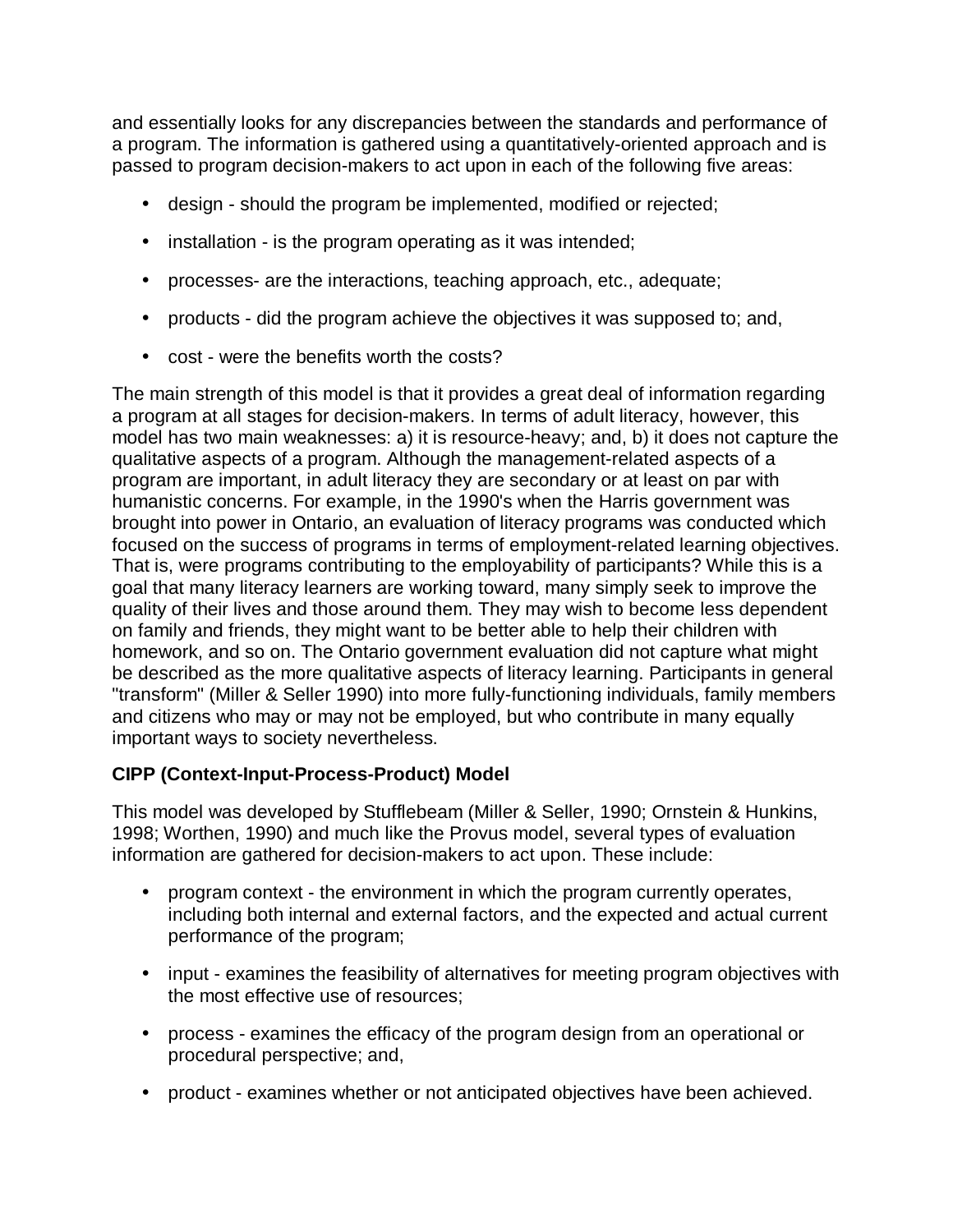and essentially looks for any discrepancies between the standards and performance of a program. The information is gathered using a quantitatively-oriented approach and is passed to program decision-makers to act upon in each of the following five areas:

- design - should the program be implemented, modified or rejected;
- installation - is the program operating as it was intended;
- processes- are the interactions, teaching approach, etc., adequate;
- products - did the program achieve the objectives it was supposed to; and,
- cost - were the benefits worth the costs?

The main strength of this model is that it provides a great deal of information regarding a program at all stages for decision-makers. In terms of adult literacy, however, this model has two main weaknesses: a) it is resource-heavy; and, b) it does not capture the qualitative aspects of a program. Although the management-related aspects of a program are important, in adult literacy they are secondary or at least on par with humanistic concerns. For example, in the 1990's when the Harris government was brought into power in Ontario, an evaluation of literacy programs was conducted which focused on the success of programs in terms of employment-related learning objectives. That is, were programs contributing to the employability of participants? While this is a goal that many literacy learners are working toward, many simply seek to improve the quality of their lives and those around them. They may wish to become less dependent on family and friends, they might want to be better able to help their children with homework, and so on. The Ontario government evaluation did not capture what might be described as the more qualitative aspects of literacy learning. Participants in general "transform" (Miller & Seller 1990) into more fully-functioning individuals, family members and citizens who may or may not be employed, but who contribute in many equally important ways to society nevertheless.

**CIPP (Context-Input-Process-Product) Model**

This model was developed by Stufflebeam (Miller & Seller, 1990; Ornstein & Hunkins, 1998; Worthen, 1990) and much like the Provus model, several types of evaluation information are gathered for decision-makers to act upon. These include:

- program context - the environment in which the program currently operates, including both internal and external factors, and the expected and actual current performance of the program;
- input - examines the feasibility of alternatives for meeting program objectives with the most effective use of resources;
- process - examines the efficacy of the program design from an operational or procedural perspective; and,
- product - examines whether or not anticipated objectives have been achieved.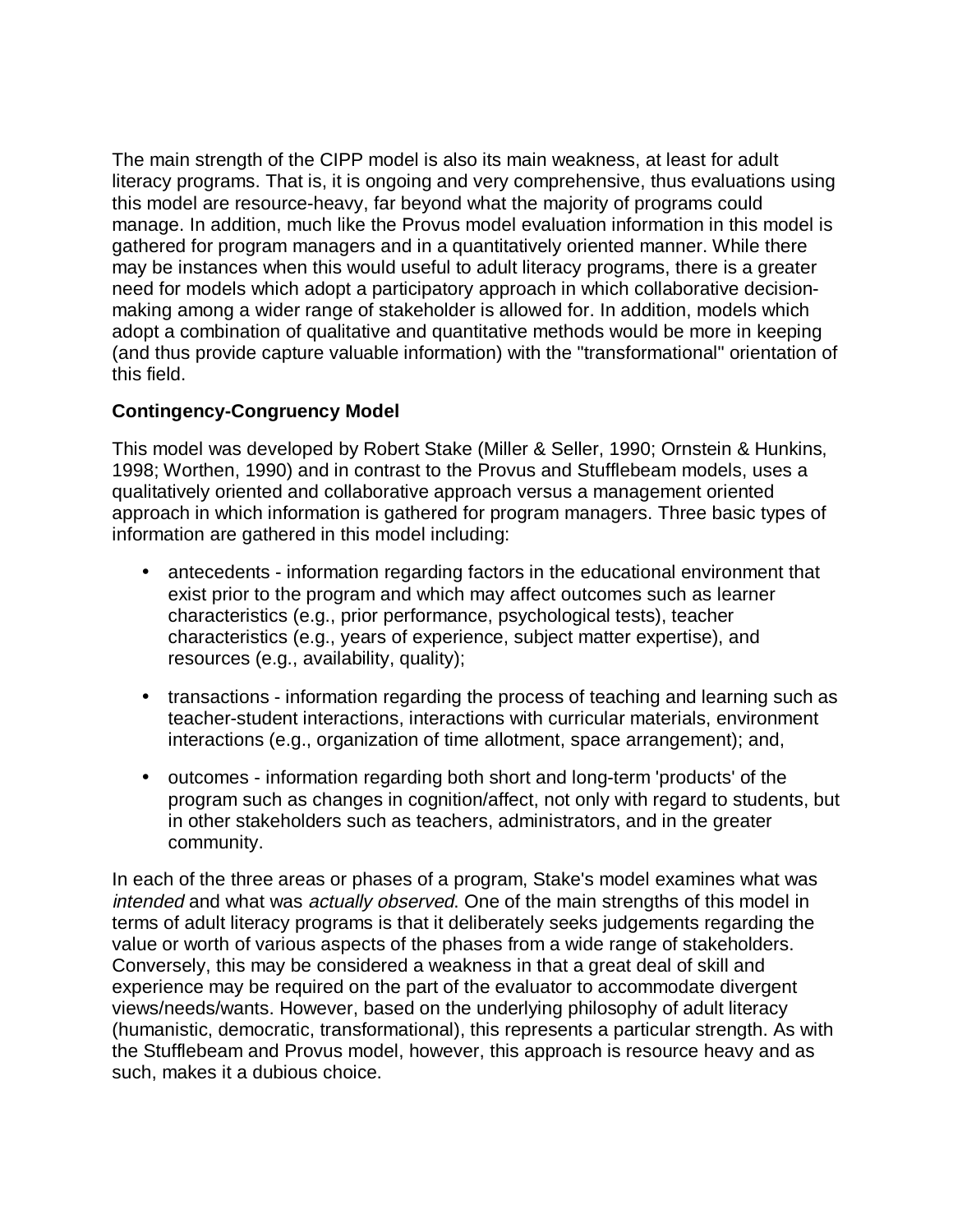The main strength of the CIPP model is also its main weakness, at least for adult literacy programs. That is, it is ongoing and very comprehensive, thus evaluations using this model are resource-heavy, far beyond what the majority of programs could manage. In addition, much like the Provus model evaluation information in this model is gathered for program managers and in a quantitatively oriented manner. While there may be instances when this would useful to adult literacy programs, there is a greater need for models which adopt a participatory approach in which collaborative decision-making among a wider range of stakeholder is allowed for. In addition, models which adopt a combination of qualitative and quantitative methods would be more in keeping (and thus provide capture valuable information) with the "transformational" orientation of this field.

**Contingency-Congruency Model**

This model was developed by Robert Stake (Miller & Seller, 1990; Ornstein & Hunkins, 1998; Worthen, 1990) and in contrast to the Provus and Stufflebeam models, uses a qualitatively oriented and collaborative approach versus a management oriented approach in which information is gathered for program managers. Three basic types of information are gathered in this model including:

- antecedents - information regarding factors in the educational environment that exist prior to the program and which may affect outcomes such as learner characteristics (e.g., prior performance, psychological tests), teacher characteristics (e.g., years of experience, subject matter expertise), and resources (e.g., availability, quality);
- transactions - information regarding the process of teaching and learning such as teacher-student interactions, interactions with curricular materials, environment interactions (e.g., organization of time allotment, space arrangement); and,
- outcomes - information regarding both short and long-term 'products' of the program such as changes in cognition/affect, not only with regard to students, but in other stakeholders such as teachers, administrators, and in the greater community.

In each of the three areas or phases of a program, Stake's model examines what was *intended* and what was *actually observed*. One of the main strengths of this model in terms of adult literacy programs is that it deliberately seeks judgements regarding the value or worth of various aspects of the phases from a wide range of stakeholders. Conversely, this may be considered a weakness in that a great deal of skill and experience may be required on the part of the evaluator to accommodate divergent views/needs/wants. However, based on the underlying philosophy of adult literacy (humanistic, democratic, transformational), this represents a particular strength. As with the Stufflebeam and Provus model, however, this approach is resource heavy and as such, makes it a dubious choice.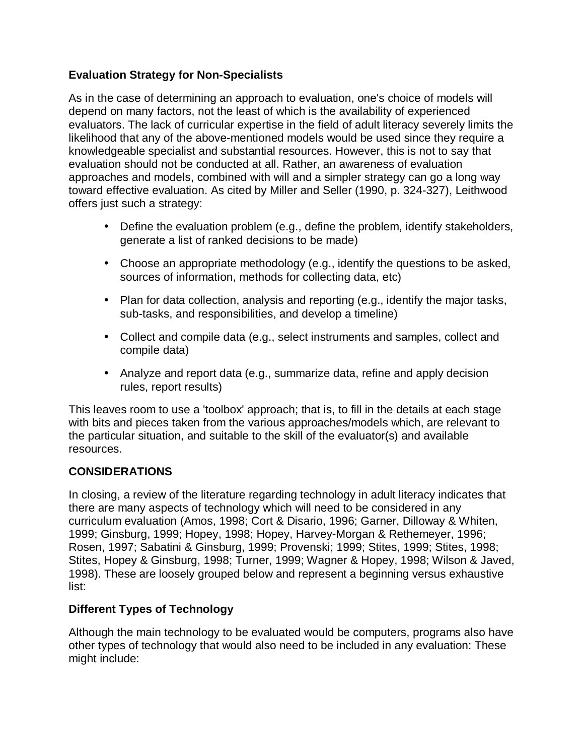### Evaluation Strategy for Non-Specialists

As in the case of determining an approach to evaluation, one's choice of models will depend on many factors, not the least of which is the availability of experienced evaluators. The lack of curricular expertise in the field of adult literacy severely limits the likelihood that any of the above-mentioned models would be used since they require a knowledgeable specialist and substantial resources. However, this is not to say that evaluation should not be conducted at all. Rather, an awareness of evaluation approaches and models, combined with will and a simpler strategy can go a long way toward effective evaluation. As cited by Miller and Seller (1990, p. 324-327), Leithwood offers just such a strategy:

- Define the evaluation problem (e.g., define the problem, identify stakeholders, generate a list of ranked decisions to be made)
- Choose an appropriate methodology (e.g., identify the questions to be asked, sources of information, methods for collecting data, etc)
- Plan for data collection, analysis and reporting (e.g., identify the major tasks, sub-tasks, and responsibilities, and develop a timeline)
- Collect and compile data (e.g., select instruments and samples, collect and compile data)
- Analyze and report data (e.g., summarize data, refine and apply decision rules, report results)

This leaves room to use a 'toolbox' approach; that is, to fill in the details at each stage with bits and pieces taken from the various approaches/models which, are relevant to the particular situation, and suitable to the skill of the evaluator(s) and available resources.

## CONSIDERATIONS

In closing, a review of the literature regarding technology in adult literacy indicates that there are many aspects of technology which will need to be considered in any curriculum evaluation (Amos, 1998; Cort & Disario, 1996; Garner, Dilloway & Whiten, 1999; Ginsburg, 1999; Hopey, 1998; Hopey, Harvey-Morgan & Rethemeyer, 1996; Rosen, 1997; Sabatini & Ginsburg, 1999; Provenski; 1999; Stites, 1999; Stites, 1998; Stites, Hopey & Ginsburg, 1998; Turner, 1999; Wagner & Hopey, 1998; Wilson & Javed, 1998). These are loosely grouped below and represent a beginning versus exhaustive list:

### Different Types of Technology

Although the main technology to be evaluated would be computers, programs also have other types of technology that would also need to be included in any evaluation: These might include: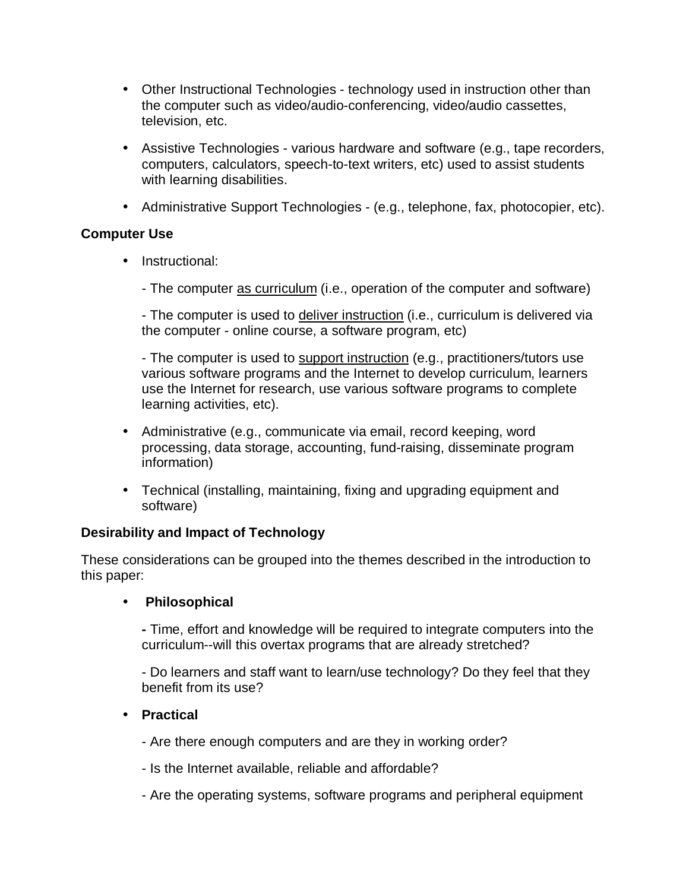- Other Instructional Technologies - technology used in instruction other than the computer such as video/audio-conferencing, video/audio cassettes, television, etc.

- Assistive Technologies - various hardware and software (e.g., tape recorders, computers, calculators, speech-to-text writers, etc) used to assist students with learning disabilities.

- Administrative Support Technologies - (e.g., telephone, fax, photocopier, etc).

**Computer Use**

- Instructional:

  - The computer <u>as curriculum</u> (i.e., operation of the computer and software)

  - The computer is used to <u>deliver instruction</u> (i.e., curriculum is delivered via the computer - online course, a software program, etc)

  - The computer is used to <u>support instruction</u> (e.g., practitioners/tutors use various software programs and the Internet to develop curriculum, learners use the Internet for research, use various software programs to complete learning activities, etc).

- Administrative (e.g., communicate via email, record keeping, word processing, data storage, accounting, fund-raising, disseminate program information)

- Technical (installing, maintaining, fixing and upgrading equipment and software)

**Desirability and Impact of Technology**

These considerations can be grouped into the themes described in the introduction to this paper:

- **Philosophical**

  **-** Time, effort and knowledge will be required to integrate computers into the curriculum--will this overtax programs that are already stretched?

  - Do learners and staff want to learn/use technology? Do they feel that they benefit from its use?

- **Practical**

  - Are there enough computers and are they in working order?

  - Is the Internet available, reliable and affordable?

  - Are the operating systems, software programs and peripheral equipment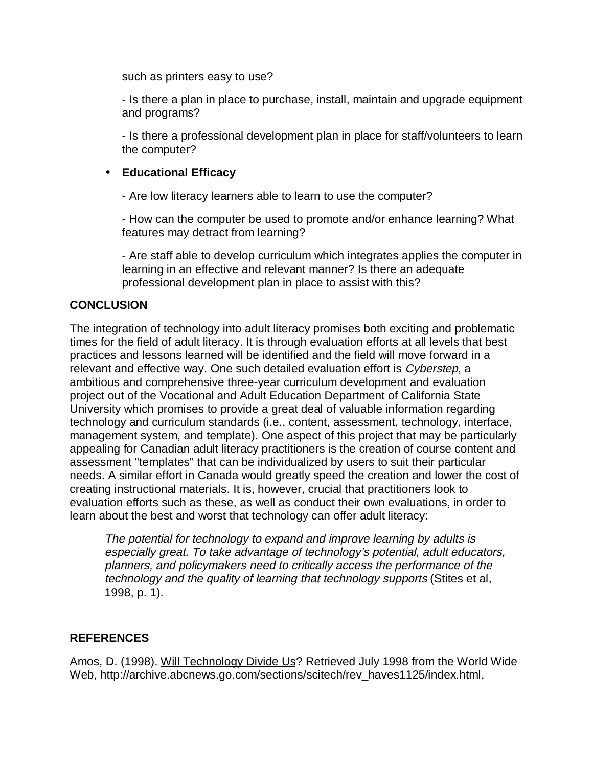such as printers easy to use?

- Is there a plan in place to purchase, install, maintain and upgrade equipment and programs?

- Is there a professional development plan in place for staff/volunteers to learn the computer?

- **Educational Efficacy**

  - Are low literacy learners able to learn to use the computer?

  - How can the computer be used to promote and/or enhance learning? What features may detract from learning?

  - Are staff able to develop curriculum which integrates applies the computer in learning in an effective and relevant manner? Is there an adequate professional development plan in place to assist with this?

## CONCLUSION

The integration of technology into adult literacy promises both exciting and problematic times for the field of adult literacy. It is through evaluation efforts at all levels that best practices and lessons learned will be identified and the field will move forward in a relevant and effective way. One such detailed evaluation effort is *Cyberstep*, a ambitious and comprehensive three-year curriculum development and evaluation project out of the Vocational and Adult Education Department of California State University which promises to provide a great deal of valuable information regarding technology and curriculum standards (i.e., content, assessment, technology, interface, management system, and template). One aspect of this project that may be particularly appealing for Canadian adult literacy practitioners is the creation of course content and assessment "templates" that can be individualized by users to suit their particular needs. A similar effort in Canada would greatly speed the creation and lower the cost of creating instructional materials. It is, however, crucial that practitioners look to evaluation efforts such as these, as well as conduct their own evaluations, in order to learn about the best and worst that technology can offer adult literacy:

> *The potential for technology to expand and improve learning by adults is especially great. To take advantage of technology's potential, adult educators, planners, and policymakers need to critically access the performance of the technology and the quality of learning that technology supports* (Stites et al, 1998, p. 1).

## REFERENCES

Amos, D. (1998). Will Technology Divide Us? Retrieved July 1998 from the World Wide Web, http://archive.abcnews.go.com/sections/scitech/rev_haves1125/index.html.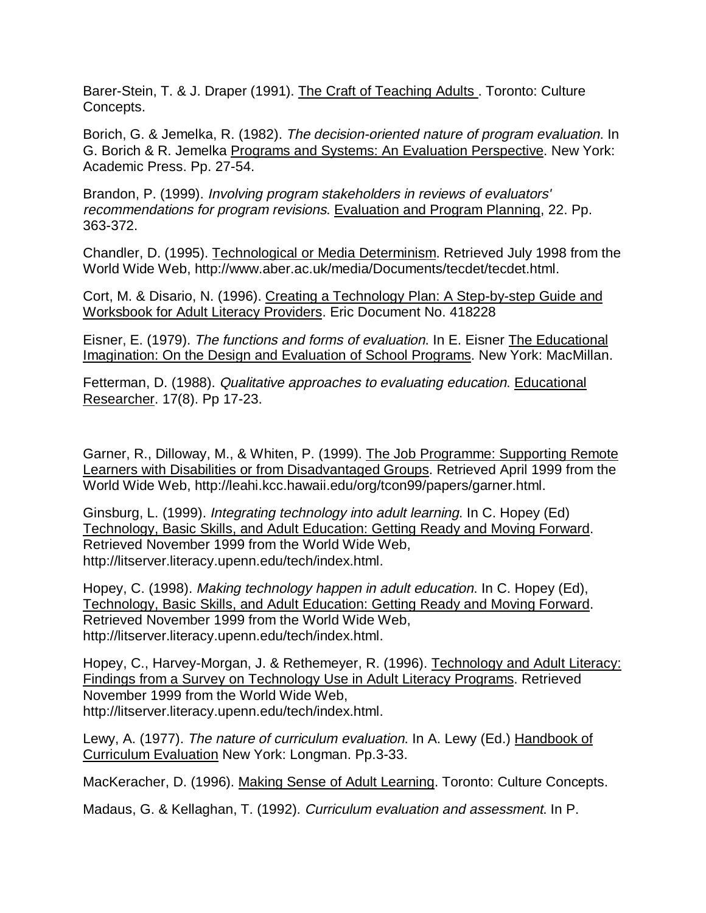Barer-Stein, T. & J. Draper (1991). <u>The Craft of Teaching Adults</u> . Toronto: Culture Concepts.

Borich, G. & Jemelka, R. (1982). *The decision-oriented nature of program evaluation*. In G. Borich & R. Jemelka <u>Programs and Systems: An Evaluation Perspective</u>. New York: Academic Press. Pp. 27-54.

Brandon, P. (1999). *Involving program stakeholders in reviews of evaluators' recommendations for program revisions*. <u>Evaluation and Program Planning</u>, 22. Pp. 363-372.

Chandler, D. (1995). <u>Technological or Media Determinism</u>. Retrieved July 1998 from the World Wide Web, http://www.aber.ac.uk/media/Documents/tecdet/tecdet.html.

Cort, M. & Disario, N. (1996). <u>Creating a Technology Plan: A Step-by-step Guide and Worksbook for Adult Literacy Providers</u>. Eric Document No. 418228

Eisner, E. (1979). *The functions and forms of evaluation*. In E. Eisner <u>The Educational Imagination: On the Design and Evaluation of School Programs</u>. New York: MacMillan.

Fetterman, D. (1988). *Qualitative approaches to evaluating education*. <u>Educational Researcher</u>. 17(8). Pp 17-23.

Garner, R., Dilloway, M., & Whiten, P. (1999). <u>The Job Programme: Supporting Remote Learners with Disabilities or from Disadvantaged Groups</u>. Retrieved April 1999 from the World Wide Web, http://leahi.kcc.hawaii.edu/org/tcon99/papers/garner.html.

Ginsburg, L. (1999). *Integrating technology into adult learning*. In C. Hopey (Ed) <u>Technology, Basic Skills, and Adult Education: Getting Ready and Moving Forward</u>. Retrieved November 1999 from the World Wide Web, http://litserver.literacy.upenn.edu/tech/index.html.

Hopey, C. (1998). *Making technology happen in adult education*. In C. Hopey (Ed), <u>Technology, Basic Skills, and Adult Education: Getting Ready and Moving Forward</u>. Retrieved November 1999 from the World Wide Web, http://litserver.literacy.upenn.edu/tech/index.html.

Hopey, C., Harvey-Morgan, J. & Rethemeyer, R. (1996). <u>Technology and Adult Literacy: Findings from a Survey on Technology Use in Adult Literacy Programs</u>. Retrieved November 1999 from the World Wide Web, http://litserver.literacy.upenn.edu/tech/index.html.

Lewy, A. (1977). *The nature of curriculum evaluation*. In A. Lewy (Ed.) <u>Handbook of Curriculum Evaluation</u> New York: Longman. Pp.3-33.

MacKeracher, D. (1996). <u>Making Sense of Adult Learning</u>. Toronto: Culture Concepts.

Madaus, G. & Kellaghan, T. (1992). *Curriculum evaluation and assessment*. In P.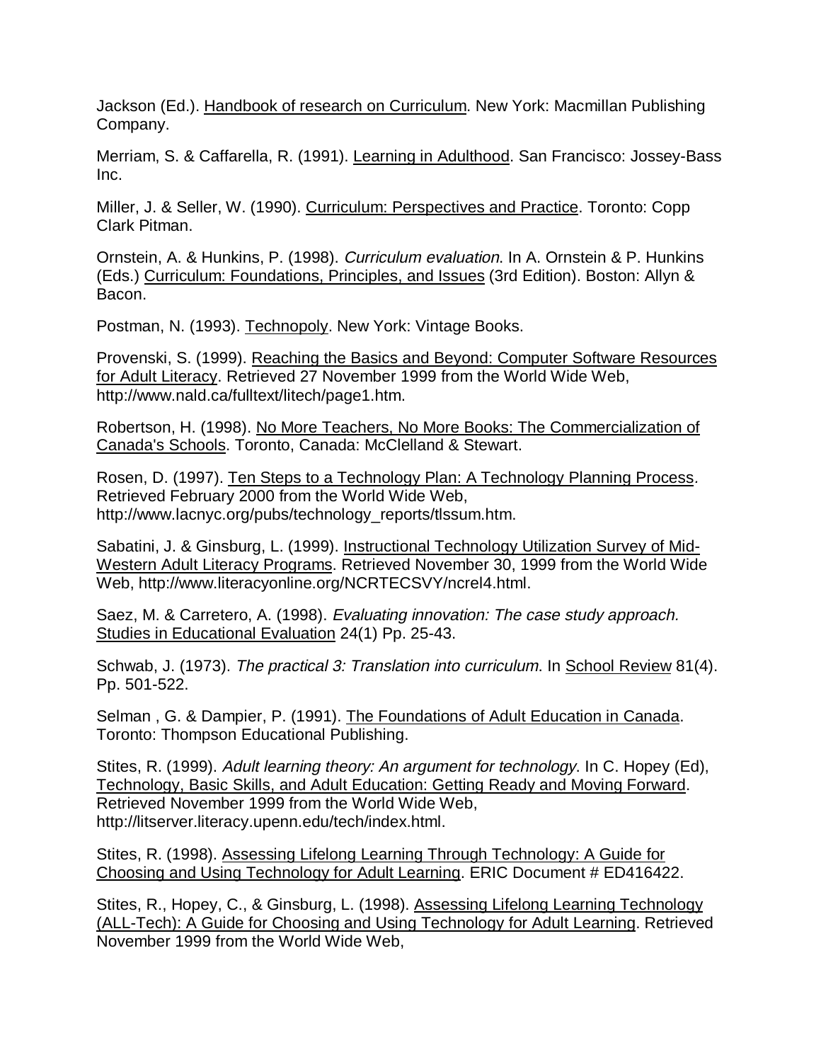Jackson (Ed.). Handbook of research on Curriculum. New York: Macmillan Publishing Company.

Merriam, S. & Caffarella, R. (1991). Learning in Adulthood. San Francisco: Jossey-Bass Inc.

Miller, J. & Seller, W. (1990). Curriculum: Perspectives and Practice. Toronto: Copp Clark Pitman.

Ornstein, A. & Hunkins, P. (1998). *Curriculum evaluation*. In A. Ornstein & P. Hunkins (Eds.) Curriculum: Foundations, Principles, and Issues (3rd Edition). Boston: Allyn & Bacon.

Postman, N. (1993). Technopoly. New York: Vintage Books.

Provenski, S. (1999). Reaching the Basics and Beyond: Computer Software Resources for Adult Literacy. Retrieved 27 November 1999 from the World Wide Web, http://www.nald.ca/fulltext/litech/page1.htm.

Robertson, H. (1998). No More Teachers, No More Books: The Commercialization of Canada's Schools. Toronto, Canada: McClelland & Stewart.

Rosen, D. (1997). Ten Steps to a Technology Plan: A Technology Planning Process. Retrieved February 2000 from the World Wide Web, http://www.lacnyc.org/pubs/technology_reports/tlssum.htm.

Sabatini, J. & Ginsburg, L. (1999). Instructional Technology Utilization Survey of Mid-Western Adult Literacy Programs. Retrieved November 30, 1999 from the World Wide Web, http://www.literacyonline.org/NCRTECSVY/ncrel4.html.

Saez, M. & Carretero, A. (1998). *Evaluating innovation: The case study approach.* Studies in Educational Evaluation 24(1) Pp. 25-43.

Schwab, J. (1973). *The practical 3: Translation into curriculum*. In School Review 81(4). Pp. 501-522.

Selman , G. & Dampier, P. (1991). The Foundations of Adult Education in Canada. Toronto: Thompson Educational Publishing.

Stites, R. (1999). *Adult learning theory: An argument for technology*. In C. Hopey (Ed), Technology, Basic Skills, and Adult Education: Getting Ready and Moving Forward. Retrieved November 1999 from the World Wide Web, http://litserver.literacy.upenn.edu/tech/index.html.

Stites, R. (1998). Assessing Lifelong Learning Through Technology: A Guide for Choosing and Using Technology for Adult Learning. ERIC Document # ED416422.

Stites, R., Hopey, C., & Ginsburg, L. (1998). Assessing Lifelong Learning Technology (ALL-Tech): A Guide for Choosing and Using Technology for Adult Learning. Retrieved November 1999 from the World Wide Web,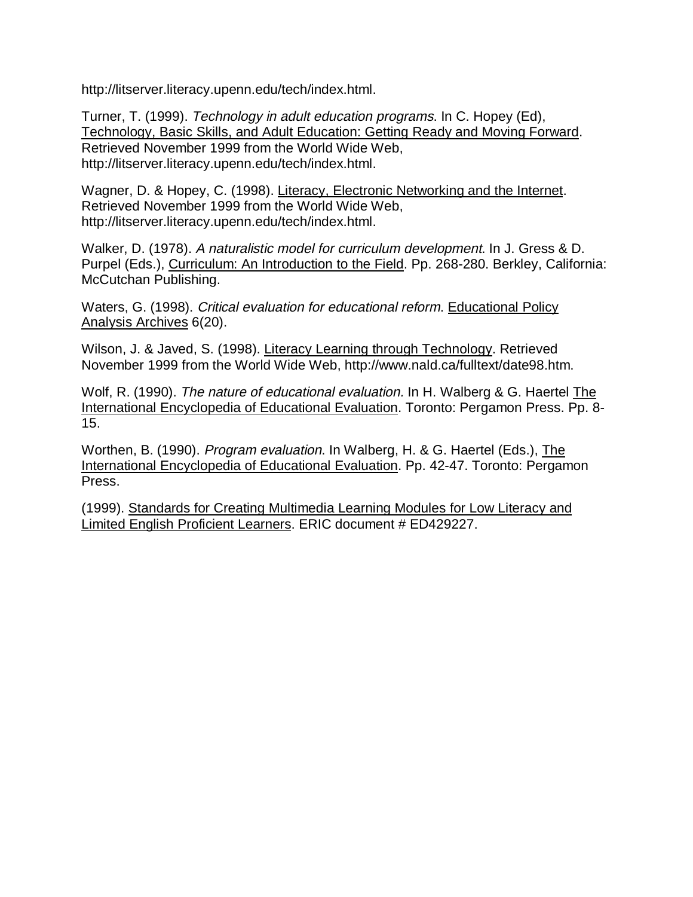http://litserver.literacy.upenn.edu/tech/index.html.

Turner, T. (1999). *Technology in adult education programs*. In C. Hopey (Ed), Technology, Basic Skills, and Adult Education: Getting Ready and Moving Forward. Retrieved November 1999 from the World Wide Web, http://litserver.literacy.upenn.edu/tech/index.html.

Wagner, D. & Hopey, C. (1998). Literacy, Electronic Networking and the Internet. Retrieved November 1999 from the World Wide Web, http://litserver.literacy.upenn.edu/tech/index.html.

Walker, D. (1978). *A naturalistic model for curriculum development*. In J. Gress & D. Purpel (Eds.), Curriculum: An Introduction to the Field. Pp. 268-280. Berkley, California: McCutchan Publishing.

Waters, G. (1998). *Critical evaluation for educational reform*. Educational Policy Analysis Archives 6(20).

Wilson, J. & Javed, S. (1998). Literacy Learning through Technology. Retrieved November 1999 from the World Wide Web, http://www.nald.ca/fulltext/date98.htm.

Wolf, R. (1990). *The nature of educational evaluation.* In H. Walberg & G. Haertel The International Encyclopedia of Educational Evaluation. Toronto: Pergamon Press. Pp. 8-15.

Worthen, B. (1990). *Program evaluation*. In Walberg, H. & G. Haertel (Eds.), The International Encyclopedia of Educational Evaluation. Pp. 42-47. Toronto: Pergamon Press.

(1999). Standards for Creating Multimedia Learning Modules for Low Literacy and Limited English Proficient Learners. ERIC document # ED429227.